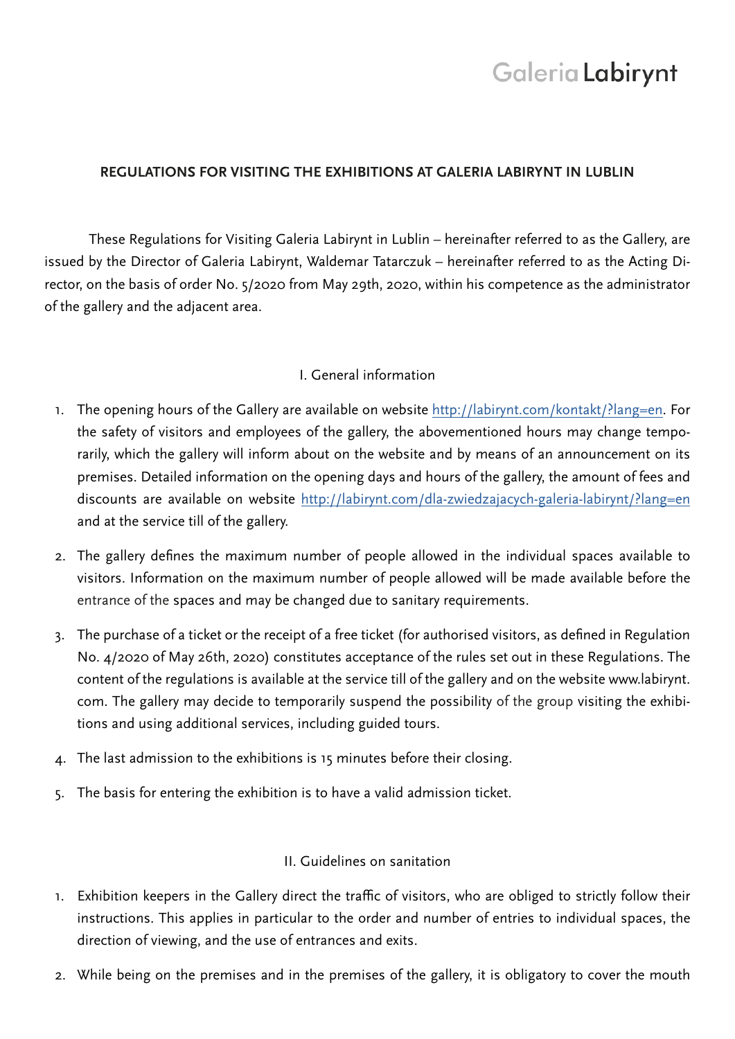Galeria Labirynt

## REGULATIONS FOR VISITING THE EXHIBITIONS AT GALERIA LABIRYNT IN LUBLIN

These Regulations for Visiting Galeria Labirynt in Lublin – hereinafter referred to as the Gallery, are issued by the Director of Galeria Labirynt, Waldemar Tatarczuk – hereinafter referred to as the Acting Director, on the basis of order No. 5/2020 from May 29th, 2020, within his competence as the administrator of the gallery and the adjacent area.

### I. General information

1. The opening hours of the Gallery are available on website http://labirynt.com/kontakt/?lang=en. For the safety of visitors and employees of the gallery, the abovementioned hours may change temporarily, which the gallery will inform about on the website and by means of an announcement on its premises. Detailed information on the opening days and hours of the gallery, the amount of fees and discounts are available on website http://labirynt.com/dla-zwiedzajacych-galeria-labirynt/?lang=en and at the service till of the gallery.
2. The gallery defines the maximum number of people allowed in the individual spaces available to visitors. Information on the maximum number of people allowed will be made available before the entrance of the spaces and may be changed due to sanitary requirements.
3. The purchase of a ticket or the receipt of a free ticket (for authorised visitors, as defined in Regulation No. 4/2020 of May 26th, 2020) constitutes acceptance of the rules set out in these Regulations. The content of the regulations is available at the service till of the gallery and on the website www.labirynt.com. The gallery may decide to temporarily suspend the possibility of the group visiting the exhibitions and using additional services, including guided tours.
4. The last admission to the exhibitions is 15 minutes before their closing.
5. The basis for entering the exhibition is to have a valid admission ticket.

### II. Guidelines on sanitation

1. Exhibition keepers in the Gallery direct the traffic of visitors, who are obliged to strictly follow their instructions. This applies in particular to the order and number of entries to individual spaces, the direction of viewing, and the use of entrances and exits.
2. While being on the premises and in the premises of the gallery, it is obligatory to cover the mouth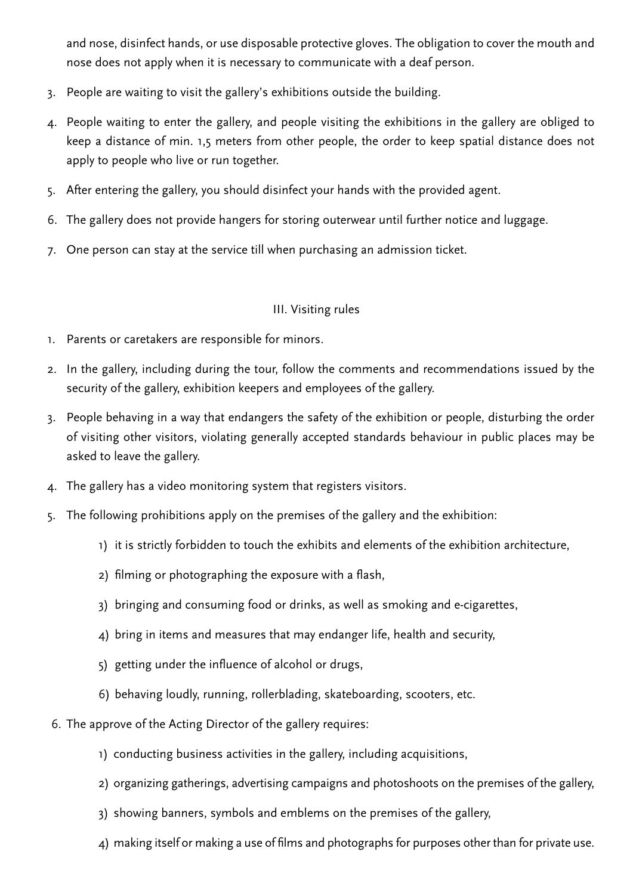and nose, disinfect hands, or use disposable protective gloves. The obligation to cover the mouth and nose does not apply when it is necessary to communicate with a deaf person.

3. People are waiting to visit the gallery's exhibitions outside the building.
4. People waiting to enter the gallery, and people visiting the exhibitions in the gallery are obliged to keep a distance of min. 1,5 meters from other people, the order to keep spatial distance does not apply to people who live or run together.
5. After entering the gallery, you should disinfect your hands with the provided agent.
6. The gallery does not provide hangers for storing outerwear until further notice and luggage.
7. One person can stay at the service till when purchasing an admission ticket.

## III. Visiting rules

1. Parents or caretakers are responsible for minors.
2. In the gallery, including during the tour, follow the comments and recommendations issued by the security of the gallery, exhibition keepers and employees of the gallery.
3. People behaving in a way that endangers the safety of the exhibition or people, disturbing the order of visiting other visitors, violating generally accepted standards behaviour in public places may be asked to leave the gallery.
4. The gallery has a video monitoring system that registers visitors.
5. The following prohibitions apply on the premises of the gallery and the exhibition:
    1) it is strictly forbidden to touch the exhibits and elements of the exhibition architecture,
    2) filming or photographing the exposure with a flash,
    3) bringing and consuming food or drinks, as well as smoking and e-cigarettes,
    4) bring in items and measures that may endanger life, health and security,
    5) getting under the influence of alcohol or drugs,
    6) behaving loudly, running, rollerblading, skateboarding, scooters, etc.
6. The approve of the Acting Director of the gallery requires:
    1) conducting business activities in the gallery, including acquisitions,
    2) organizing gatherings, advertising campaigns and photoshoots on the premises of the gallery,
    3) showing banners, symbols and emblems on the premises of the gallery,
    4) making itself or making a use of films and photographs for purposes other than for private use.